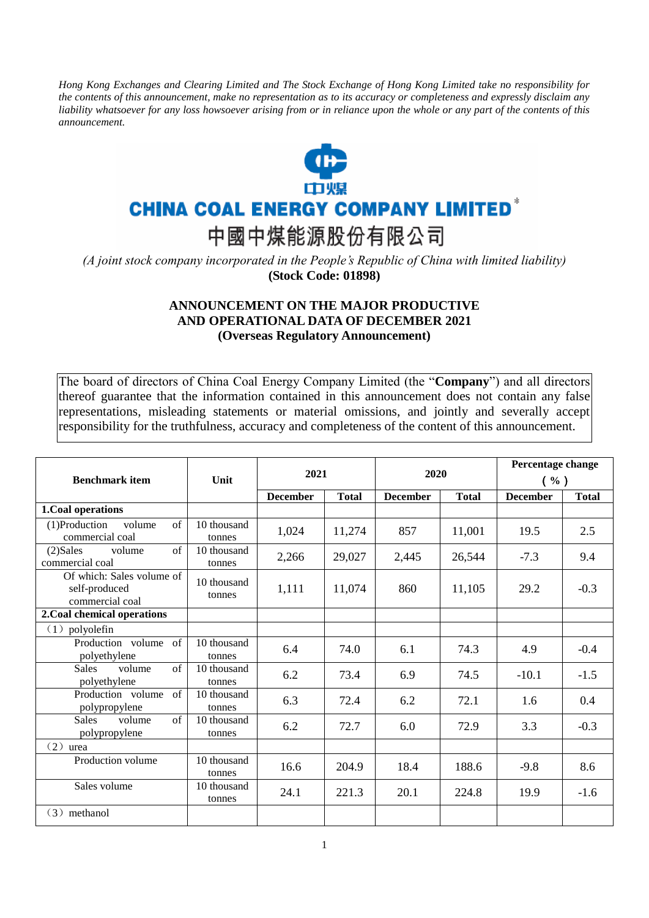*Hong Kong Exchanges and Clearing Limited and The Stock Exchange of Hong Kong Limited take no responsibility for the contents of this announcement, make no representation as to its accuracy or completeness and expressly disclaim any liability whatsoever for any loss howsoever arising from or in reliance upon the whole or any part of the contents of this announcement.*

中煤

**CHINA COAL ENERGY COMPANY LIMITED***

中國中煤能源股份有限公司

*(A joint stock company incorporated in the People's Republic of China with limited liability)*

**(Stock Code: 01898)**

**ANNOUNCEMENT ON THE MAJOR PRODUCTIVE AND OPERATIONAL DATA OF DECEMBER 2021**
**(Overseas Regulatory Announcement)**

The board of directors of China Coal Energy Company Limited (the "**Company**") and all directors thereof guarantee that the information contained in this announcement does not contain any false representations, misleading statements or material omissions, and jointly and severally accept responsibility for the truthfulness, accuracy and completeness of the content of this announcement.

| Benchmark item | Unit | 2021 | | 2020 | | Percentage change (%) | |
|---|---|---|---|---|---|---|---|
| | | December | Total | December | Total | December | Total |
| **1.Coal operations** | | | | | | | |
| (1)Production volume of commercial coal | 10 thousand tonnes | 1,024 | 11,274 | 857 | 11,001 | 19.5 | 2.5 |
| (2)Sales volume of commercial coal | 10 thousand tonnes | 2,266 | 29,027 | 2,445 | 26,544 | -7.3 | 9.4 |
| Of which: Sales volume of self-produced commercial coal | 10 thousand tonnes | 1,111 | 11,074 | 860 | 11,105 | 29.2 | -0.3 |
| **2.Coal chemical operations** | | | | | | | |
| （1）polyolefin | | | | | | | |
| Production volume of polyethylene | 10 thousand tonnes | 6.4 | 74.0 | 6.1 | 74.3 | 4.9 | -0.4 |
| Sales volume of polyethylene | 10 thousand tonnes | 6.2 | 73.4 | 6.9 | 74.5 | -10.1 | -1.5 |
| Production volume of polypropylene | 10 thousand tonnes | 6.3 | 72.4 | 6.2 | 72.1 | 1.6 | 0.4 |
| Sales volume of polypropylene | 10 thousand tonnes | 6.2 | 72.7 | 6.0 | 72.9 | 3.3 | -0.3 |
| （2）urea | | | | | | | |
| Production volume | 10 thousand tonnes | 16.6 | 204.9 | 18.4 | 188.6 | -9.8 | 8.6 |
| Sales volume | 10 thousand tonnes | 24.1 | 221.3 | 20.1 | 224.8 | 19.9 | -1.6 |
| （3）methanol | | | | | | | |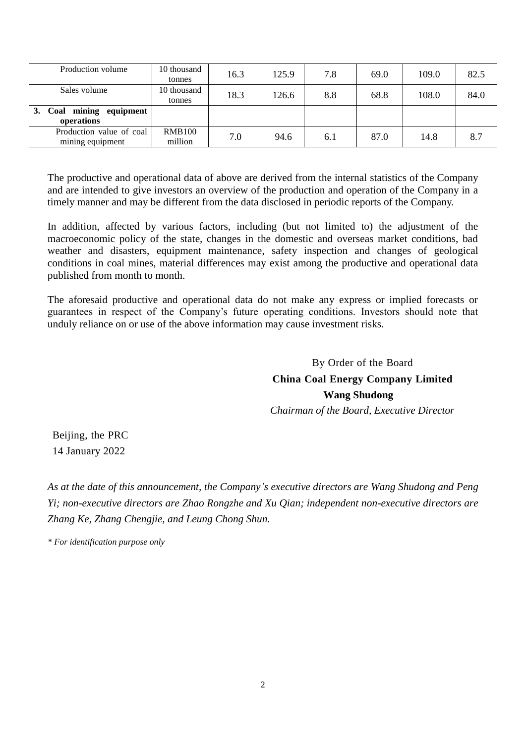| | | | | | | | |
|---|---|---|---|---|---|---|---|
| Production volume | 10 thousand tonnes | 16.3 | 125.9 | 7.8 | 69.0 | 109.0 | 82.5 |
| Sales volume | 10 thousand tonnes | 18.3 | 126.6 | 8.8 | 68.8 | 108.0 | 84.0 |
| **3. Coal mining equipment operations** | | | | | | | |
| Production value of coal mining equipment | RMB100 million | 7.0 | 94.6 | 6.1 | 87.0 | 14.8 | 8.7 |

The productive and operational data of above are derived from the internal statistics of the Company and are intended to give investors an overview of the production and operation of the Company in a timely manner and may be different from the data disclosed in periodic reports of the Company.

In addition, affected by various factors, including (but not limited to) the adjustment of the macroeconomic policy of the state, changes in the domestic and overseas market conditions, bad weather and disasters, equipment maintenance, safety inspection and changes of geological conditions in coal mines, material differences may exist among the productive and operational data published from month to month.

The aforesaid productive and operational data do not make any express or implied forecasts or guarantees in respect of the Company's future operating conditions. Investors should note that unduly reliance on or use of the above information may cause investment risks.

By Order of the Board
**China Coal Energy Company Limited**
**Wang Shudong**
*Chairman of the Board, Executive Director*

Beijing, the PRC
14 January 2022

*As at the date of this announcement, the Company's executive directors are Wang Shudong and Peng Yi; non-executive directors are Zhao Rongzhe and Xu Qian; independent non-executive directors are Zhang Ke, Zhang Chengjie, and Leung Chong Shun.*

*\* For identification purpose only*